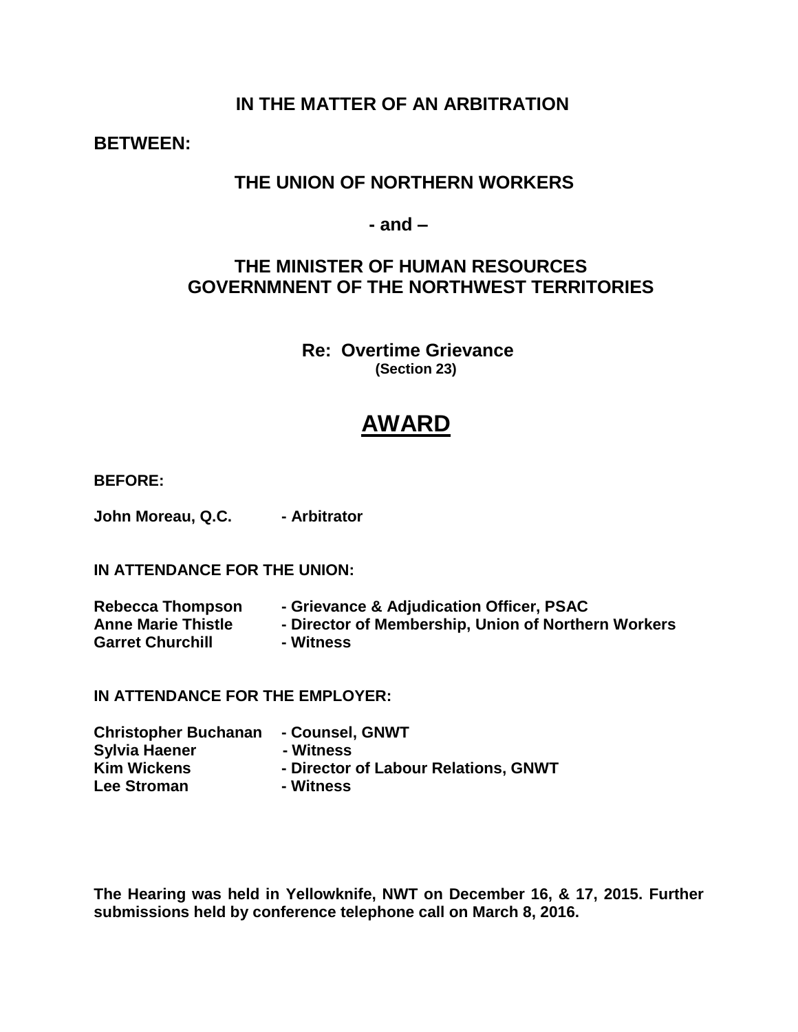**IN THE MATTER OF AN ARBITRATION**

**BETWEEN:**

**THE UNION OF NORTHERN WORKERS**

**- and –**

**THE MINISTER OF HUMAN RESOURCES GOVERNMNENT OF THE NORTHWEST TERRITORIES**

**Re: Overtime Grievance**
**(Section 23)**

# AWARD

**BEFORE:**

**John Moreau, Q.C. - Arbitrator**

**IN ATTENDANCE FOR THE UNION:**

**Rebecca Thompson - Grievance & Adjudication Officer, PSAC**
**Anne Marie Thistle - Director of Membership, Union of Northern Workers**
**Garret Churchill - Witness**

**IN ATTENDANCE FOR THE EMPLOYER:**

**Christopher Buchanan - Counsel, GNWT**
**Sylvia Haener - Witness**
**Kim Wickens - Director of Labour Relations, GNWT**
**Lee Stroman - Witness**

**The Hearing was held in Yellowknife, NWT on December 16, & 17, 2015. Further submissions held by conference telephone call on March 8, 2016.**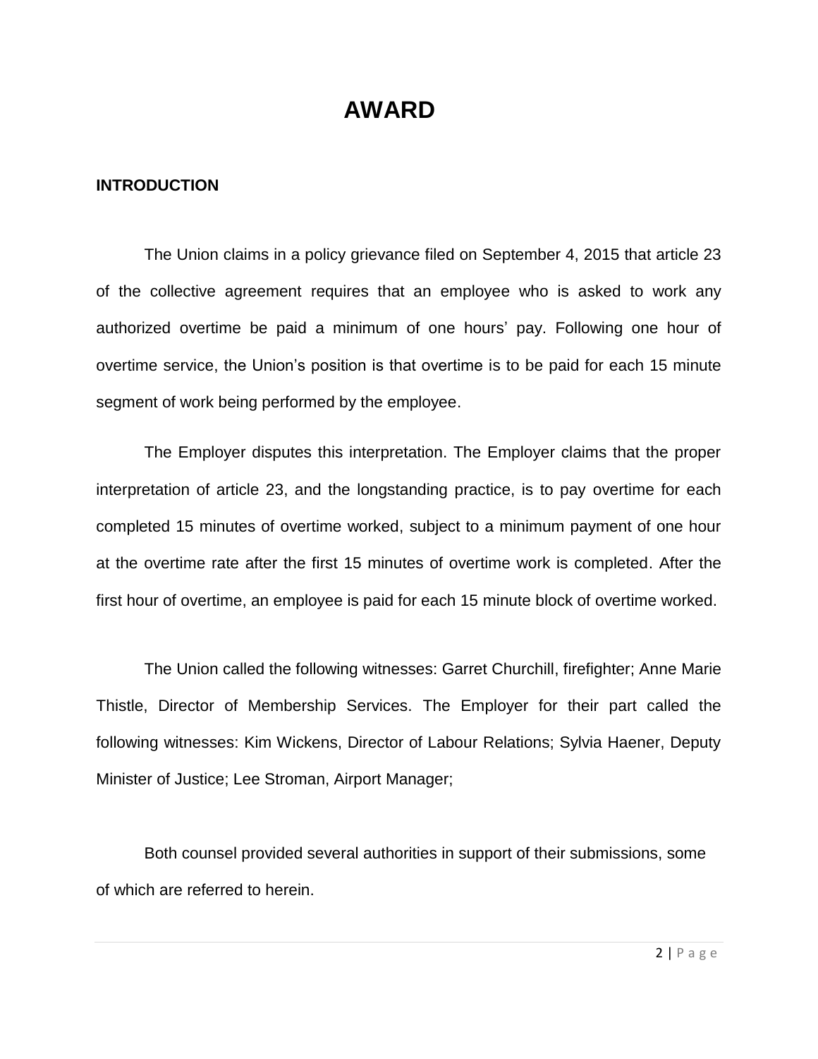# AWARD

**INTRODUCTION**

The Union claims in a policy grievance filed on September 4, 2015 that article 23 of the collective agreement requires that an employee who is asked to work any authorized overtime be paid a minimum of one hours' pay. Following one hour of overtime service, the Union's position is that overtime is to be paid for each 15 minute segment of work being performed by the employee.

The Employer disputes this interpretation. The Employer claims that the proper interpretation of article 23, and the longstanding practice, is to pay overtime for each completed 15 minutes of overtime worked, subject to a minimum payment of one hour at the overtime rate after the first 15 minutes of overtime work is completed. After the first hour of overtime, an employee is paid for each 15 minute block of overtime worked.

The Union called the following witnesses: Garret Churchill, firefighter; Anne Marie Thistle, Director of Membership Services. The Employer for their part called the following witnesses: Kim Wickens, Director of Labour Relations; Sylvia Haener, Deputy Minister of Justice; Lee Stroman, Airport Manager;

Both counsel provided several authorities in support of their submissions, some of which are referred to herein.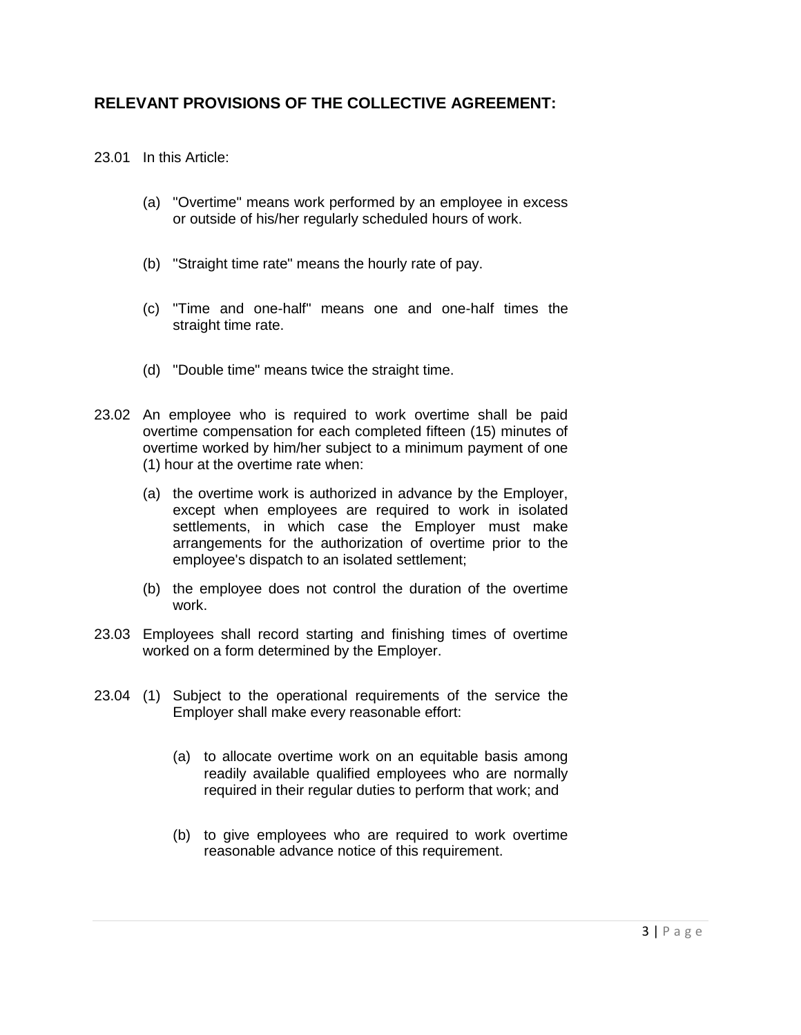## RELEVANT PROVISIONS OF THE COLLECTIVE AGREEMENT:

23.01 In this Article:

(a) "Overtime" means work performed by an employee in excess or outside of his/her regularly scheduled hours of work.

(b) "Straight time rate" means the hourly rate of pay.

(c) "Time and one-half" means one and one-half times the straight time rate.

(d) "Double time" means twice the straight time.

23.02 An employee who is required to work overtime shall be paid overtime compensation for each completed fifteen (15) minutes of overtime worked by him/her subject to a minimum payment of one (1) hour at the overtime rate when:

(a) the overtime work is authorized in advance by the Employer, except when employees are required to work in isolated settlements, in which case the Employer must make arrangements for the authorization of overtime prior to the employee's dispatch to an isolated settlement;

(b) the employee does not control the duration of the overtime work.

23.03 Employees shall record starting and finishing times of overtime worked on a form determined by the Employer.

23.04 (1) Subject to the operational requirements of the service the Employer shall make every reasonable effort:

(a) to allocate overtime work on an equitable basis among readily available qualified employees who are normally required in their regular duties to perform that work; and

(b) to give employees who are required to work overtime reasonable advance notice of this requirement.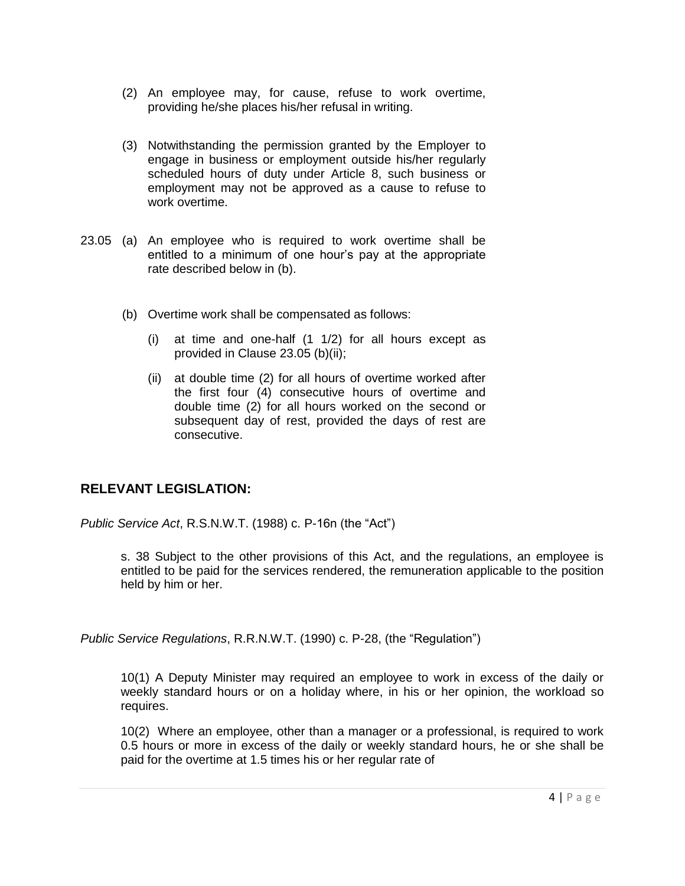(2) An employee may, for cause, refuse to work overtime, providing he/she places his/her refusal in writing.

(3) Notwithstanding the permission granted by the Employer to engage in business or employment outside his/her regularly scheduled hours of duty under Article 8, such business or employment may not be approved as a cause to refuse to work overtime.

23.05 (a) An employee who is required to work overtime shall be entitled to a minimum of one hour's pay at the appropriate rate described below in (b).

(b) Overtime work shall be compensated as follows:

(i) at time and one-half (1 1/2) for all hours except as provided in Clause 23.05 (b)(ii);

(ii) at double time (2) for all hours of overtime worked after the first four (4) consecutive hours of overtime and double time (2) for all hours worked on the second or subsequent day of rest, provided the days of rest are consecutive.

## RELEVANT LEGISLATION:

*Public Service Act*, R.S.N.W.T. (1988) c. P-16n (the "Act")

s. 38 Subject to the other provisions of this Act, and the regulations, an employee is entitled to be paid for the services rendered, the remuneration applicable to the position held by him or her.

*Public Service Regulations*, R.R.N.W.T. (1990) c. P-28, (the "Regulation")

10(1) A Deputy Minister may required an employee to work in excess of the daily or weekly standard hours or on a holiday where, in his or her opinion, the workload so requires.

10(2) Where an employee, other than a manager or a professional, is required to work 0.5 hours or more in excess of the daily or weekly standard hours, he or she shall be paid for the overtime at 1.5 times his or her regular rate of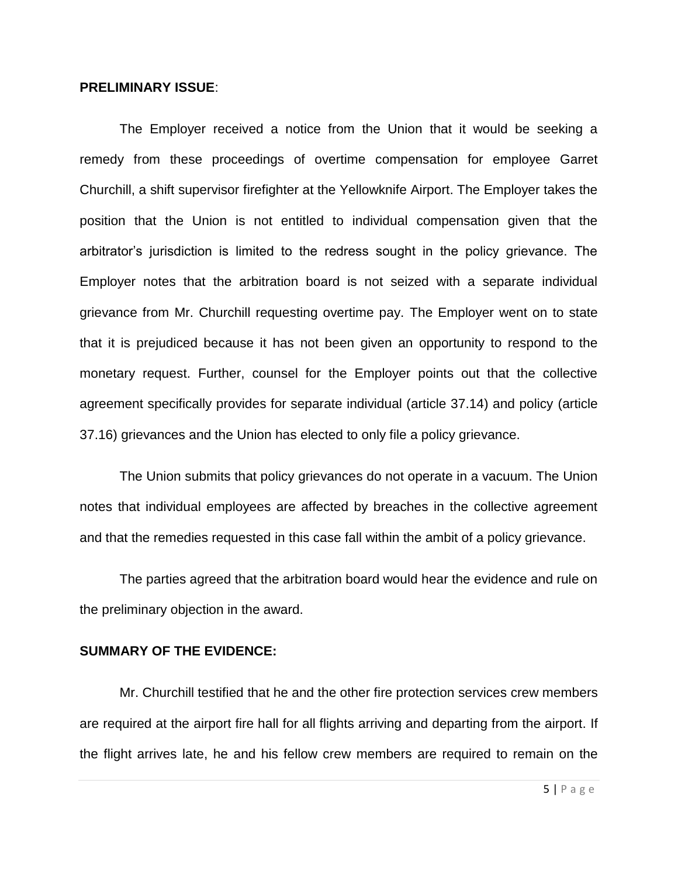**PRELIMINARY ISSUE**:

The Employer received a notice from the Union that it would be seeking a remedy from these proceedings of overtime compensation for employee Garret Churchill, a shift supervisor firefighter at the Yellowknife Airport. The Employer takes the position that the Union is not entitled to individual compensation given that the arbitrator's jurisdiction is limited to the redress sought in the policy grievance. The Employer notes that the arbitration board is not seized with a separate individual grievance from Mr. Churchill requesting overtime pay. The Employer went on to state that it is prejudiced because it has not been given an opportunity to respond to the monetary request. Further, counsel for the Employer points out that the collective agreement specifically provides for separate individual (article 37.14) and policy (article 37.16) grievances and the Union has elected to only file a policy grievance.

The Union submits that policy grievances do not operate in a vacuum. The Union notes that individual employees are affected by breaches in the collective agreement and that the remedies requested in this case fall within the ambit of a policy grievance.

The parties agreed that the arbitration board would hear the evidence and rule on the preliminary objection in the award.

**SUMMARY OF THE EVIDENCE:**

Mr. Churchill testified that he and the other fire protection services crew members are required at the airport fire hall for all flights arriving and departing from the airport. If the flight arrives late, he and his fellow crew members are required to remain on the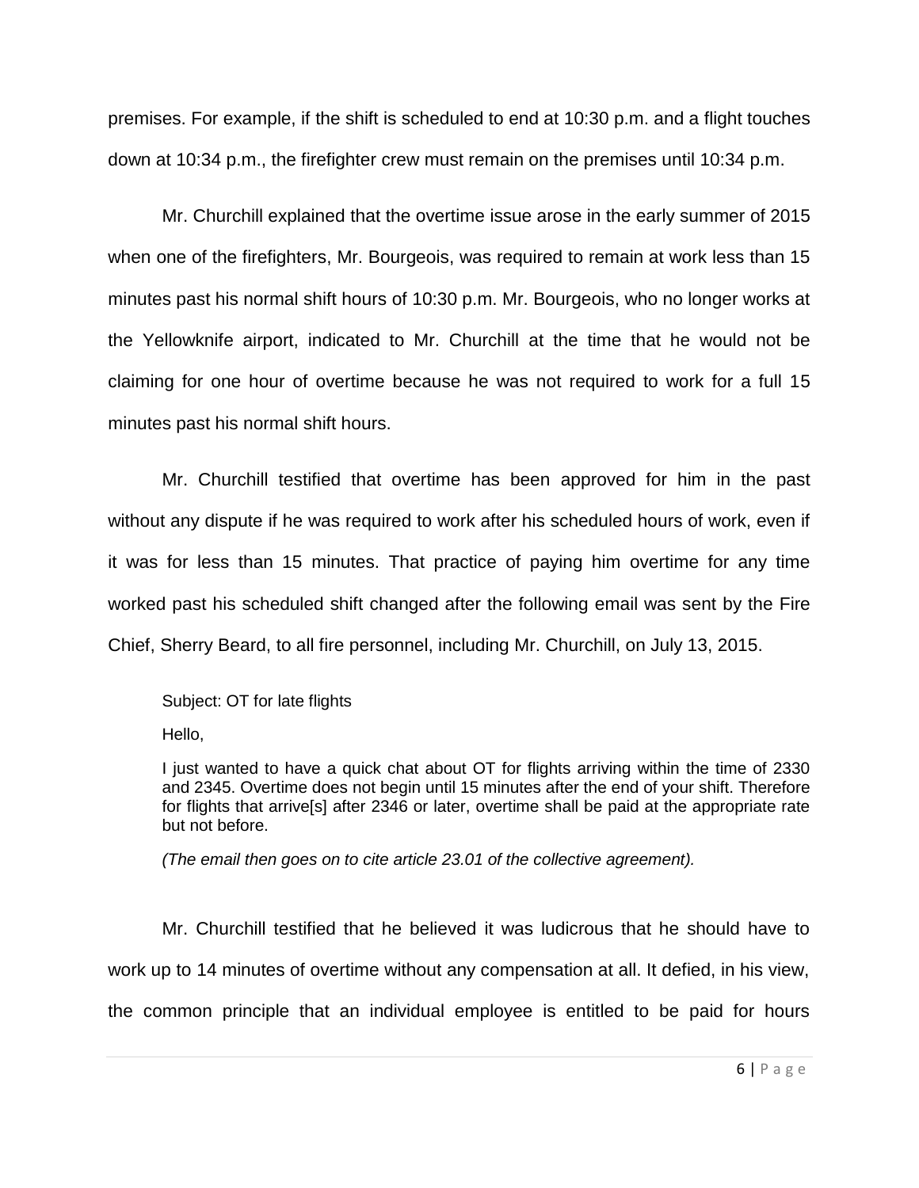premises. For example, if the shift is scheduled to end at 10:30 p.m. and a flight touches down at 10:34 p.m., the firefighter crew must remain on the premises until 10:34 p.m.

Mr. Churchill explained that the overtime issue arose in the early summer of 2015 when one of the firefighters, Mr. Bourgeois, was required to remain at work less than 15 minutes past his normal shift hours of 10:30 p.m. Mr. Bourgeois, who no longer works at the Yellowknife airport, indicated to Mr. Churchill at the time that he would not be claiming for one hour of overtime because he was not required to work for a full 15 minutes past his normal shift hours.

Mr. Churchill testified that overtime has been approved for him in the past without any dispute if he was required to work after his scheduled hours of work, even if it was for less than 15 minutes. That practice of paying him overtime for any time worked past his scheduled shift changed after the following email was sent by the Fire Chief, Sherry Beard, to all fire personnel, including Mr. Churchill, on July 13, 2015.

> Subject: OT for late flights
>
> Hello,
>
> I just wanted to have a quick chat about OT for flights arriving within the time of 2330 and 2345. Overtime does not begin until 15 minutes after the end of your shift. Therefore for flights that arrive[s] after 2346 or later, overtime shall be paid at the appropriate rate but not before.
>
> *(The email then goes on to cite article 23.01 of the collective agreement).*

Mr. Churchill testified that he believed it was ludicrous that he should have to work up to 14 minutes of overtime without any compensation at all. It defied, in his view, the common principle that an individual employee is entitled to be paid for hours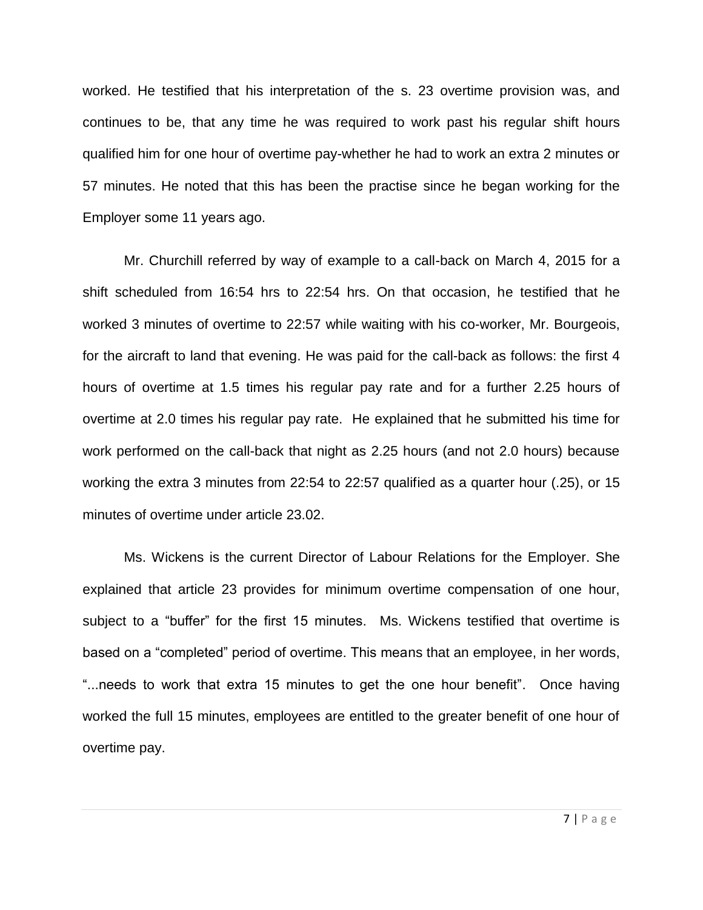worked. He testified that his interpretation of the s. 23 overtime provision was, and continues to be, that any time he was required to work past his regular shift hours qualified him for one hour of overtime pay-whether he had to work an extra 2 minutes or 57 minutes. He noted that this has been the practise since he began working for the Employer some 11 years ago.

Mr. Churchill referred by way of example to a call-back on March 4, 2015 for a shift scheduled from 16:54 hrs to 22:54 hrs. On that occasion, he testified that he worked 3 minutes of overtime to 22:57 while waiting with his co-worker, Mr. Bourgeois, for the aircraft to land that evening. He was paid for the call-back as follows: the first 4 hours of overtime at 1.5 times his regular pay rate and for a further 2.25 hours of overtime at 2.0 times his regular pay rate. He explained that he submitted his time for work performed on the call-back that night as 2.25 hours (and not 2.0 hours) because working the extra 3 minutes from 22:54 to 22:57 qualified as a quarter hour (.25), or 15 minutes of overtime under article 23.02.

Ms. Wickens is the current Director of Labour Relations for the Employer. She explained that article 23 provides for minimum overtime compensation of one hour, subject to a "buffer" for the first 15 minutes. Ms. Wickens testified that overtime is based on a "completed" period of overtime. This means that an employee, in her words, "...needs to work that extra 15 minutes to get the one hour benefit". Once having worked the full 15 minutes, employees are entitled to the greater benefit of one hour of overtime pay.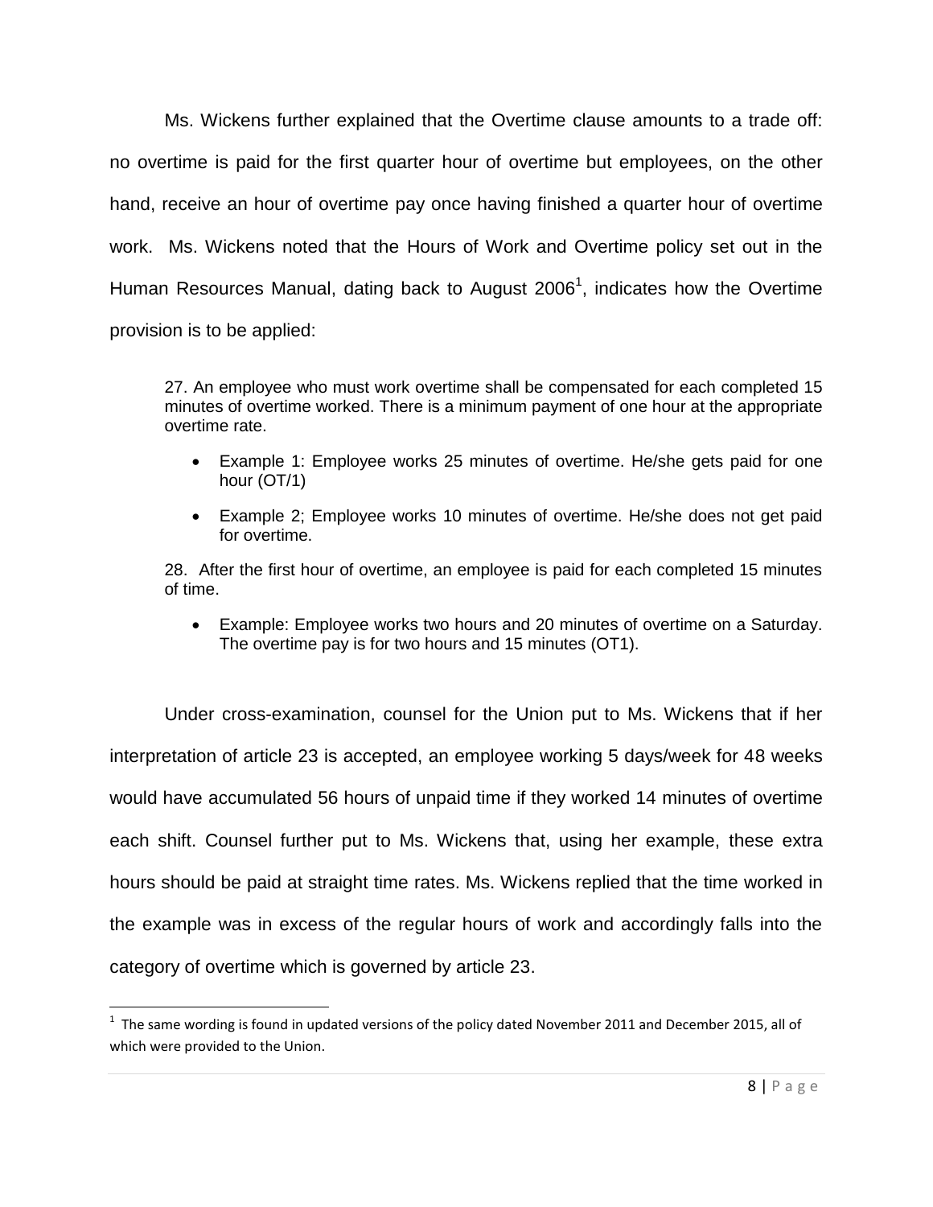Ms. Wickens further explained that the Overtime clause amounts to a trade off: no overtime is paid for the first quarter hour of overtime but employees, on the other hand, receive an hour of overtime pay once having finished a quarter hour of overtime work. Ms. Wickens noted that the Hours of Work and Overtime policy set out in the Human Resources Manual, dating back to August 2006[1], indicates how the Overtime provision is to be applied:

> 27. An employee who must work overtime shall be compensated for each completed 15 minutes of overtime worked. There is a minimum payment of one hour at the appropriate overtime rate.
>
> - Example 1: Employee works 25 minutes of overtime. He/she gets paid for one hour (OT/1)
> - Example 2; Employee works 10 minutes of overtime. He/she does not get paid for overtime.
>
> 28. After the first hour of overtime, an employee is paid for each completed 15 minutes of time.
>
> - Example: Employee works two hours and 20 minutes of overtime on a Saturday. The overtime pay is for two hours and 15 minutes (OT1).

Under cross-examination, counsel for the Union put to Ms. Wickens that if her interpretation of article 23 is accepted, an employee working 5 days/week for 48 weeks would have accumulated 56 hours of unpaid time if they worked 14 minutes of overtime each shift. Counsel further put to Ms. Wickens that, using her example, these extra hours should be paid at straight time rates. Ms. Wickens replied that the time worked in the example was in excess of the regular hours of work and accordingly falls into the category of overtime which is governed by article 23.

---

[1] The same wording is found in updated versions of the policy dated November 2011 and December 2015, all of which were provided to the Union.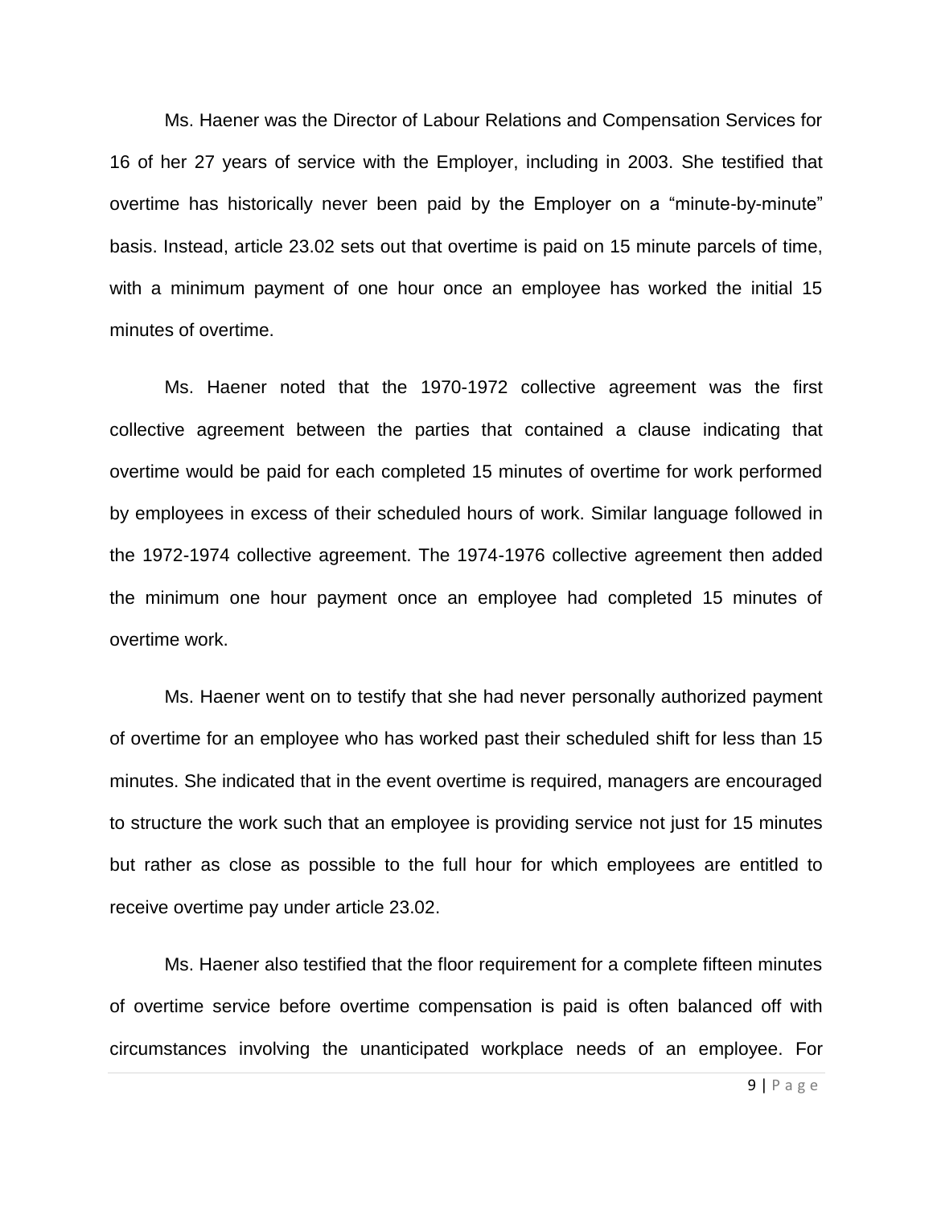Ms. Haener was the Director of Labour Relations and Compensation Services for 16 of her 27 years of service with the Employer, including in 2003. She testified that overtime has historically never been paid by the Employer on a "minute-by-minute" basis. Instead, article 23.02 sets out that overtime is paid on 15 minute parcels of time, with a minimum payment of one hour once an employee has worked the initial 15 minutes of overtime.

Ms. Haener noted that the 1970-1972 collective agreement was the first collective agreement between the parties that contained a clause indicating that overtime would be paid for each completed 15 minutes of overtime for work performed by employees in excess of their scheduled hours of work. Similar language followed in the 1972-1974 collective agreement. The 1974-1976 collective agreement then added the minimum one hour payment once an employee had completed 15 minutes of overtime work.

Ms. Haener went on to testify that she had never personally authorized payment of overtime for an employee who has worked past their scheduled shift for less than 15 minutes. She indicated that in the event overtime is required, managers are encouraged to structure the work such that an employee is providing service not just for 15 minutes but rather as close as possible to the full hour for which employees are entitled to receive overtime pay under article 23.02.

Ms. Haener also testified that the floor requirement for a complete fifteen minutes of overtime service before overtime compensation is paid is often balanced off with circumstances involving the unanticipated workplace needs of an employee. For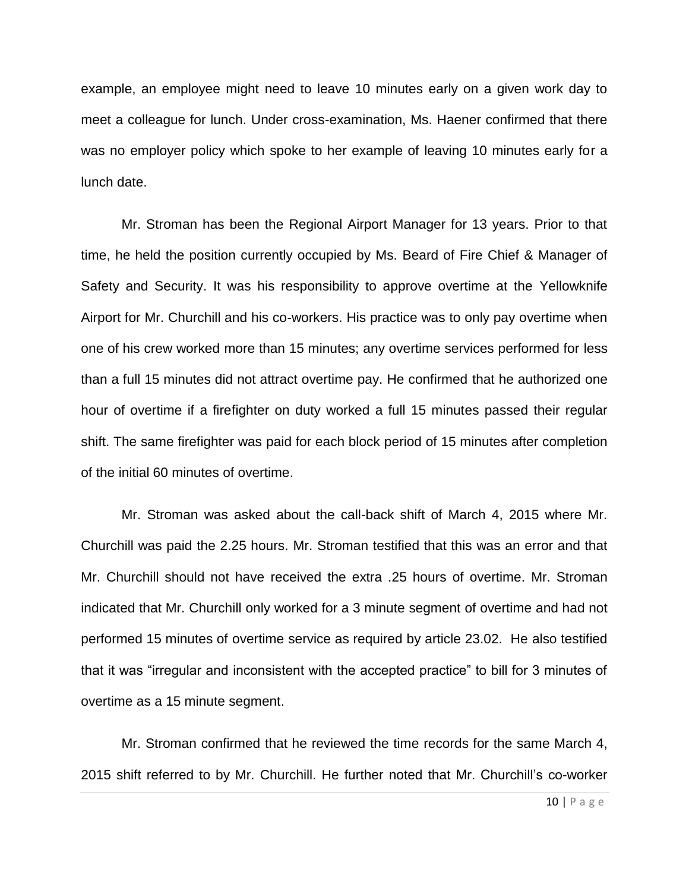example, an employee might need to leave 10 minutes early on a given work day to meet a colleague for lunch. Under cross-examination, Ms. Haener confirmed that there was no employer policy which spoke to her example of leaving 10 minutes early for a lunch date.

Mr. Stroman has been the Regional Airport Manager for 13 years. Prior to that time, he held the position currently occupied by Ms. Beard of Fire Chief & Manager of Safety and Security. It was his responsibility to approve overtime at the Yellowknife Airport for Mr. Churchill and his co-workers. His practice was to only pay overtime when one of his crew worked more than 15 minutes; any overtime services performed for less than a full 15 minutes did not attract overtime pay. He confirmed that he authorized one hour of overtime if a firefighter on duty worked a full 15 minutes passed their regular shift. The same firefighter was paid for each block period of 15 minutes after completion of the initial 60 minutes of overtime.

Mr. Stroman was asked about the call-back shift of March 4, 2015 where Mr. Churchill was paid the 2.25 hours. Mr. Stroman testified that this was an error and that Mr. Churchill should not have received the extra .25 hours of overtime. Mr. Stroman indicated that Mr. Churchill only worked for a 3 minute segment of overtime and had not performed 15 minutes of overtime service as required by article 23.02. He also testified that it was "irregular and inconsistent with the accepted practice" to bill for 3 minutes of overtime as a 15 minute segment.

Mr. Stroman confirmed that he reviewed the time records for the same March 4, 2015 shift referred to by Mr. Churchill. He further noted that Mr. Churchill's co-worker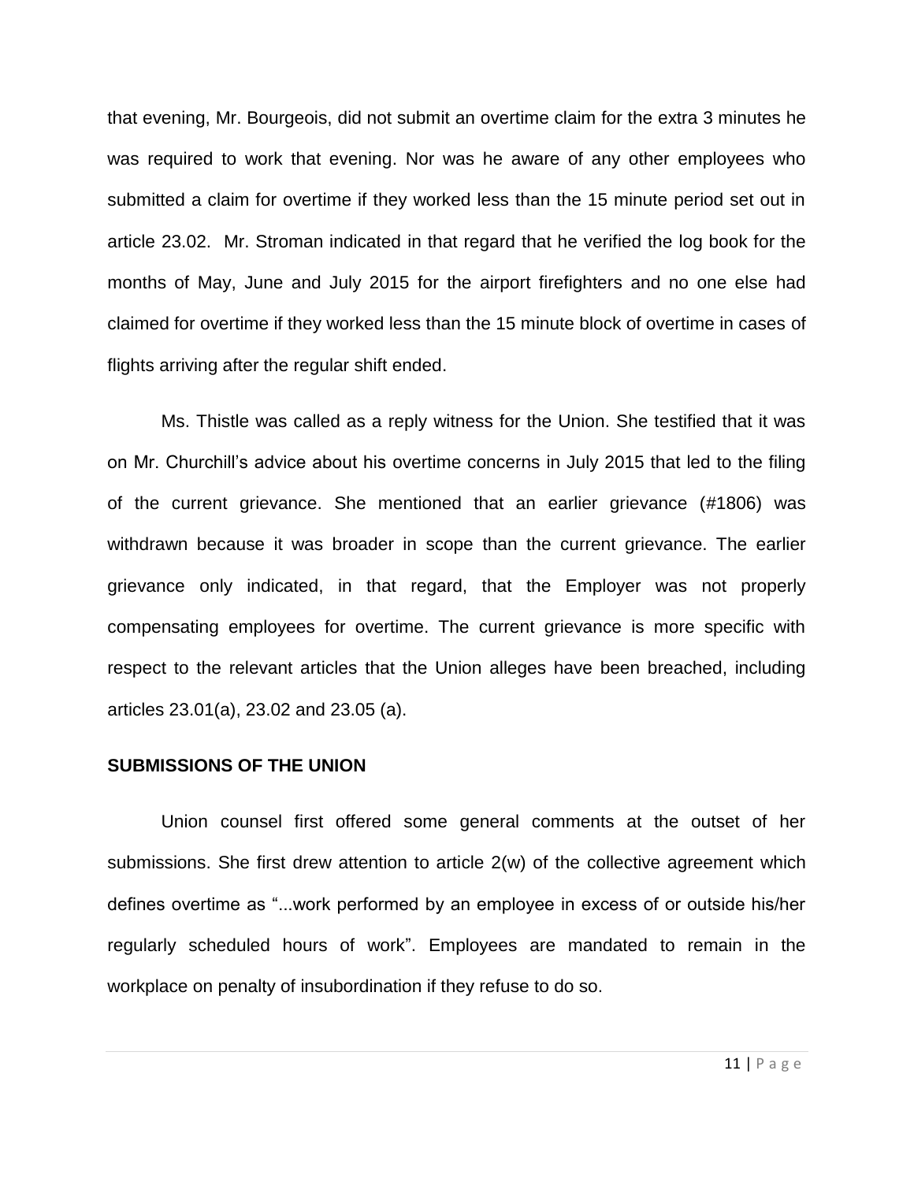that evening, Mr. Bourgeois, did not submit an overtime claim for the extra 3 minutes he was required to work that evening. Nor was he aware of any other employees who submitted a claim for overtime if they worked less than the 15 minute period set out in article 23.02. Mr. Stroman indicated in that regard that he verified the log book for the months of May, June and July 2015 for the airport firefighters and no one else had claimed for overtime if they worked less than the 15 minute block of overtime in cases of flights arriving after the regular shift ended.

Ms. Thistle was called as a reply witness for the Union. She testified that it was on Mr. Churchill's advice about his overtime concerns in July 2015 that led to the filing of the current grievance. She mentioned that an earlier grievance (#1806) was withdrawn because it was broader in scope than the current grievance. The earlier grievance only indicated, in that regard, that the Employer was not properly compensating employees for overtime. The current grievance is more specific with respect to the relevant articles that the Union alleges have been breached, including articles 23.01(a), 23.02 and 23.05 (a).

**SUBMISSIONS OF THE UNION**

Union counsel first offered some general comments at the outset of her submissions. She first drew attention to article 2(w) of the collective agreement which defines overtime as "...work performed by an employee in excess of or outside his/her regularly scheduled hours of work". Employees are mandated to remain in the workplace on penalty of insubordination if they refuse to do so.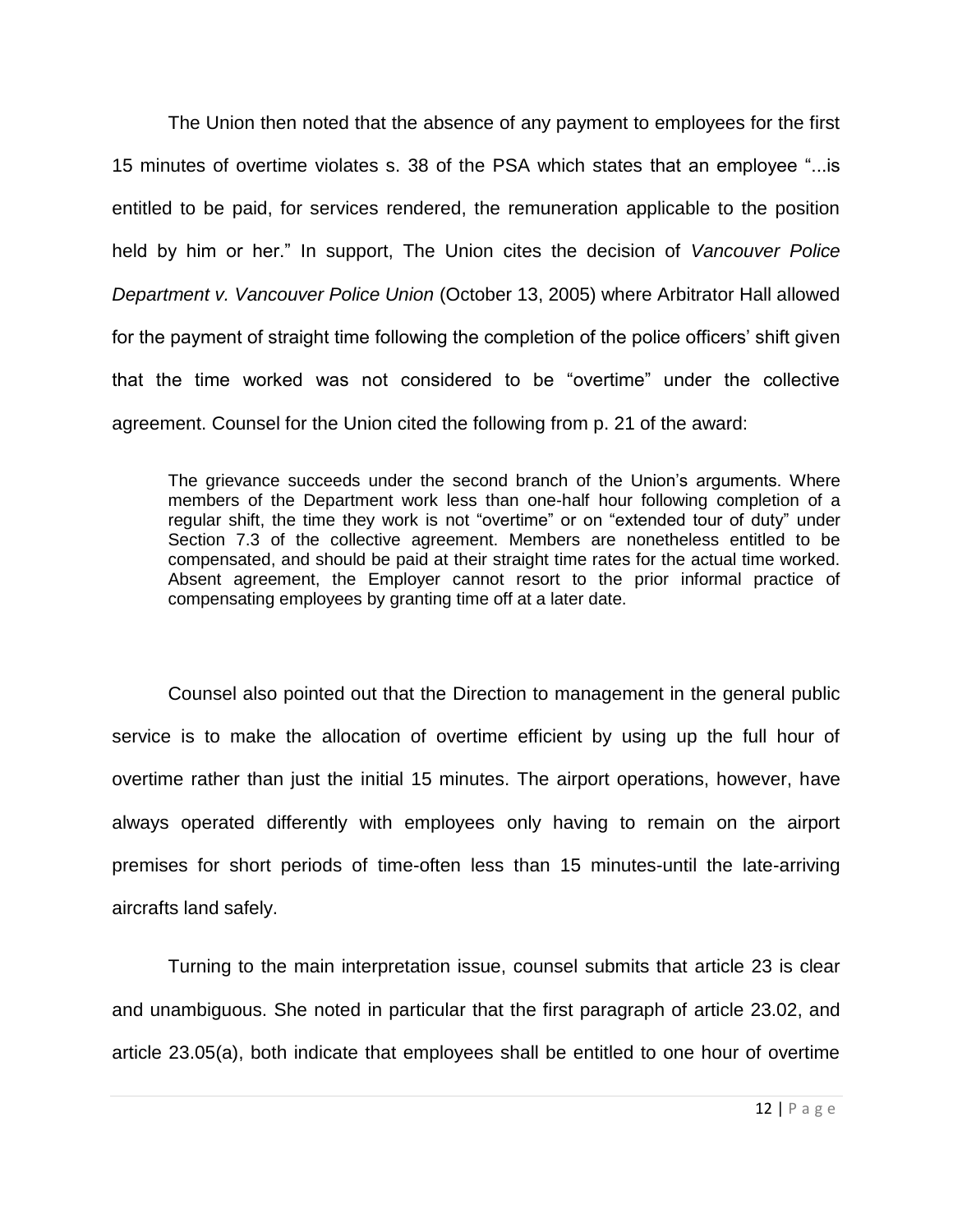The Union then noted that the absence of any payment to employees for the first 15 minutes of overtime violates s. 38 of the PSA which states that an employee "...is entitled to be paid, for services rendered, the remuneration applicable to the position held by him or her." In support, The Union cites the decision of *Vancouver Police Department v. Vancouver Police Union* (October 13, 2005) where Arbitrator Hall allowed for the payment of straight time following the completion of the police officers' shift given that the time worked was not considered to be "overtime" under the collective agreement. Counsel for the Union cited the following from p. 21 of the award:

> The grievance succeeds under the second branch of the Union's arguments. Where members of the Department work less than one-half hour following completion of a regular shift, the time they work is not "overtime" or on "extended tour of duty" under Section 7.3 of the collective agreement. Members are nonetheless entitled to be compensated, and should be paid at their straight time rates for the actual time worked. Absent agreement, the Employer cannot resort to the prior informal practice of compensating employees by granting time off at a later date.

Counsel also pointed out that the Direction to management in the general public service is to make the allocation of overtime efficient by using up the full hour of overtime rather than just the initial 15 minutes. The airport operations, however, have always operated differently with employees only having to remain on the airport premises for short periods of time-often less than 15 minutes-until the late-arriving aircrafts land safely.

Turning to the main interpretation issue, counsel submits that article 23 is clear and unambiguous. She noted in particular that the first paragraph of article 23.02, and article 23.05(a), both indicate that employees shall be entitled to one hour of overtime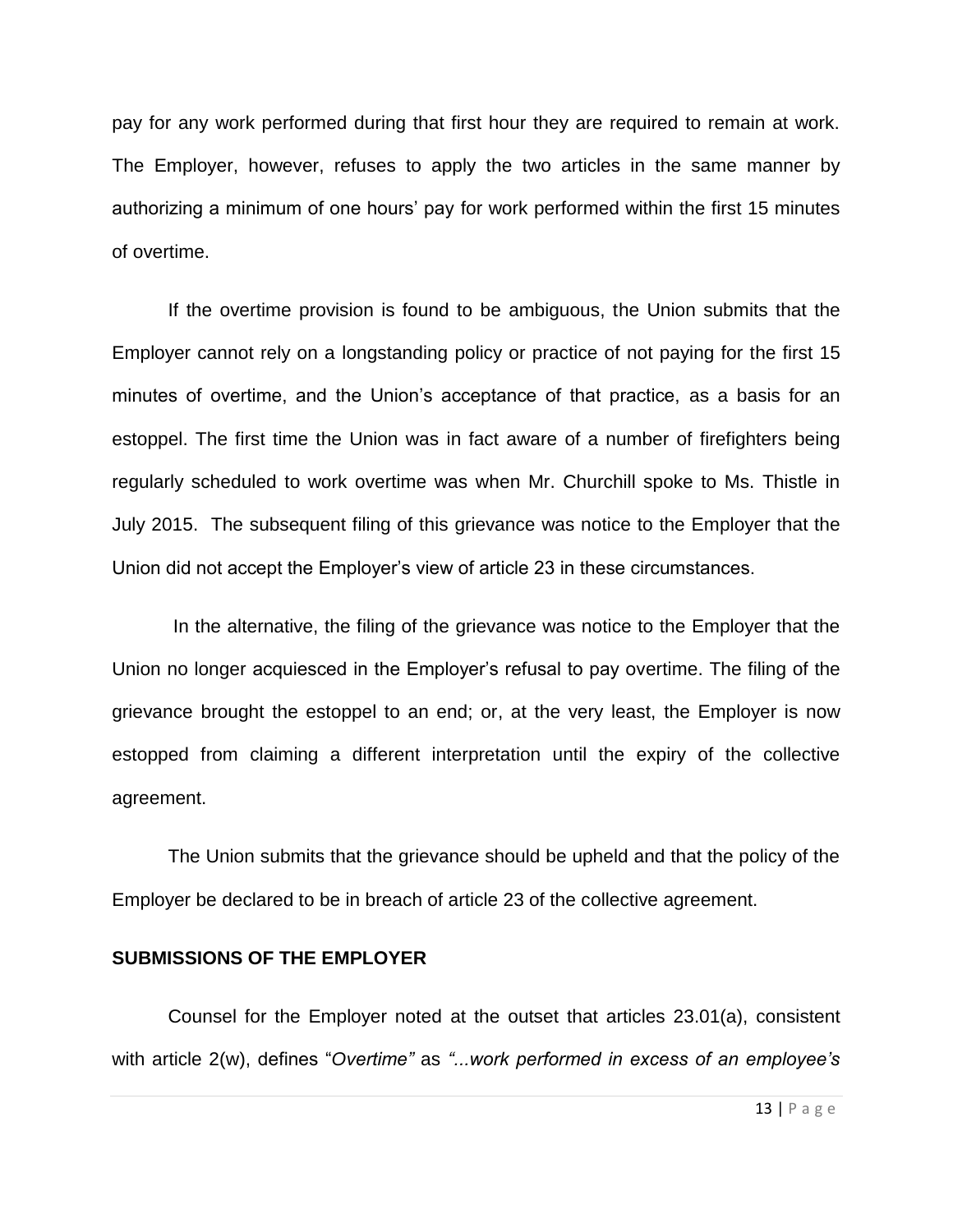pay for any work performed during that first hour they are required to remain at work. The Employer, however, refuses to apply the two articles in the same manner by authorizing a minimum of one hours' pay for work performed within the first 15 minutes of overtime.

If the overtime provision is found to be ambiguous, the Union submits that the Employer cannot rely on a longstanding policy or practice of not paying for the first 15 minutes of overtime, and the Union's acceptance of that practice, as a basis for an estoppel. The first time the Union was in fact aware of a number of firefighters being regularly scheduled to work overtime was when Mr. Churchill spoke to Ms. Thistle in July 2015. The subsequent filing of this grievance was notice to the Employer that the Union did not accept the Employer's view of article 23 in these circumstances.

In the alternative, the filing of the grievance was notice to the Employer that the Union no longer acquiesced in the Employer's refusal to pay overtime. The filing of the grievance brought the estoppel to an end; or, at the very least, the Employer is now estopped from claiming a different interpretation until the expiry of the collective agreement.

The Union submits that the grievance should be upheld and that the policy of the Employer be declared to be in breach of article 23 of the collective agreement.

**SUBMISSIONS OF THE EMPLOYER**

Counsel for the Employer noted at the outset that articles 23.01(a), consistent with article 2(w), defines "*Overtime*" as *"...work performed in excess of an employee's*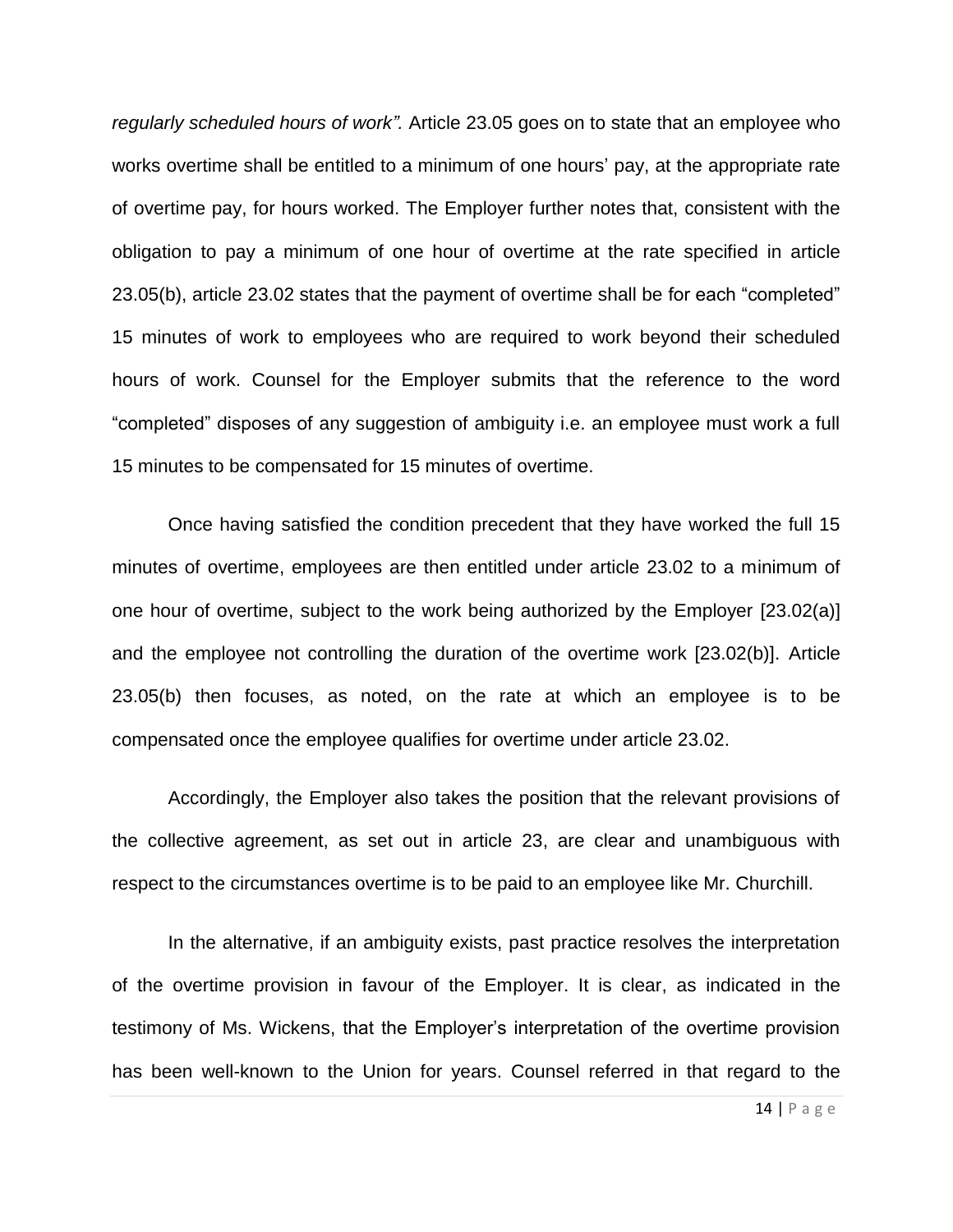*regularly scheduled hours of work".* Article 23.05 goes on to state that an employee who works overtime shall be entitled to a minimum of one hours' pay, at the appropriate rate of overtime pay, for hours worked. The Employer further notes that, consistent with the obligation to pay a minimum of one hour of overtime at the rate specified in article 23.05(b), article 23.02 states that the payment of overtime shall be for each "completed" 15 minutes of work to employees who are required to work beyond their scheduled hours of work. Counsel for the Employer submits that the reference to the word "completed" disposes of any suggestion of ambiguity i.e. an employee must work a full 15 minutes to be compensated for 15 minutes of overtime.

Once having satisfied the condition precedent that they have worked the full 15 minutes of overtime, employees are then entitled under article 23.02 to a minimum of one hour of overtime, subject to the work being authorized by the Employer [23.02(a)] and the employee not controlling the duration of the overtime work [23.02(b)]. Article 23.05(b) then focuses, as noted, on the rate at which an employee is to be compensated once the employee qualifies for overtime under article 23.02.

Accordingly, the Employer also takes the position that the relevant provisions of the collective agreement, as set out in article 23, are clear and unambiguous with respect to the circumstances overtime is to be paid to an employee like Mr. Churchill.

In the alternative, if an ambiguity exists, past practice resolves the interpretation of the overtime provision in favour of the Employer. It is clear, as indicated in the testimony of Ms. Wickens, that the Employer's interpretation of the overtime provision has been well-known to the Union for years. Counsel referred in that regard to the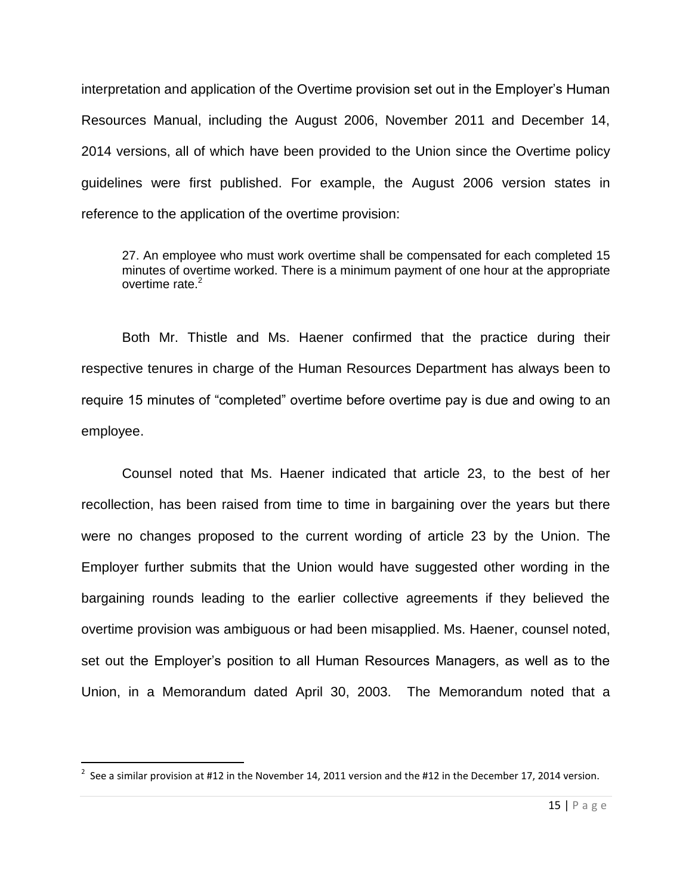interpretation and application of the Overtime provision set out in the Employer's Human Resources Manual, including the August 2006, November 2011 and December 14, 2014 versions, all of which have been provided to the Union since the Overtime policy guidelines were first published. For example, the August 2006 version states in reference to the application of the overtime provision:

> 27. An employee who must work overtime shall be compensated for each completed 15 minutes of overtime worked. There is a minimum payment of one hour at the appropriate overtime rate.[2]

Both Mr. Thistle and Ms. Haener confirmed that the practice during their respective tenures in charge of the Human Resources Department has always been to require 15 minutes of "completed" overtime before overtime pay is due and owing to an employee.

Counsel noted that Ms. Haener indicated that article 23, to the best of her recollection, has been raised from time to time in bargaining over the years but there were no changes proposed to the current wording of article 23 by the Union. The Employer further submits that the Union would have suggested other wording in the bargaining rounds leading to the earlier collective agreements if they believed the overtime provision was ambiguous or had been misapplied. Ms. Haener, counsel noted, set out the Employer's position to all Human Resources Managers, as well as to the Union, in a Memorandum dated April 30, 2003. The Memorandum noted that a

---

[2] See a similar provision at #12 in the November 14, 2011 version and the #12 in the December 17, 2014 version.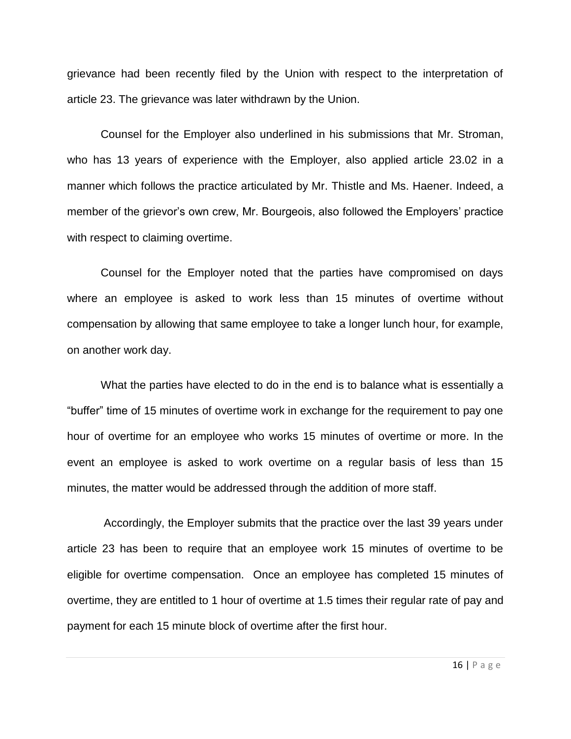grievance had been recently filed by the Union with respect to the interpretation of article 23. The grievance was later withdrawn by the Union.

Counsel for the Employer also underlined in his submissions that Mr. Stroman, who has 13 years of experience with the Employer, also applied article 23.02 in a manner which follows the practice articulated by Mr. Thistle and Ms. Haener. Indeed, a member of the grievor's own crew, Mr. Bourgeois, also followed the Employers' practice with respect to claiming overtime.

Counsel for the Employer noted that the parties have compromised on days where an employee is asked to work less than 15 minutes of overtime without compensation by allowing that same employee to take a longer lunch hour, for example, on another work day.

What the parties have elected to do in the end is to balance what is essentially a "buffer" time of 15 minutes of overtime work in exchange for the requirement to pay one hour of overtime for an employee who works 15 minutes of overtime or more. In the event an employee is asked to work overtime on a regular basis of less than 15 minutes, the matter would be addressed through the addition of more staff.

Accordingly, the Employer submits that the practice over the last 39 years under article 23 has been to require that an employee work 15 minutes of overtime to be eligible for overtime compensation. Once an employee has completed 15 minutes of overtime, they are entitled to 1 hour of overtime at 1.5 times their regular rate of pay and payment for each 15 minute block of overtime after the first hour.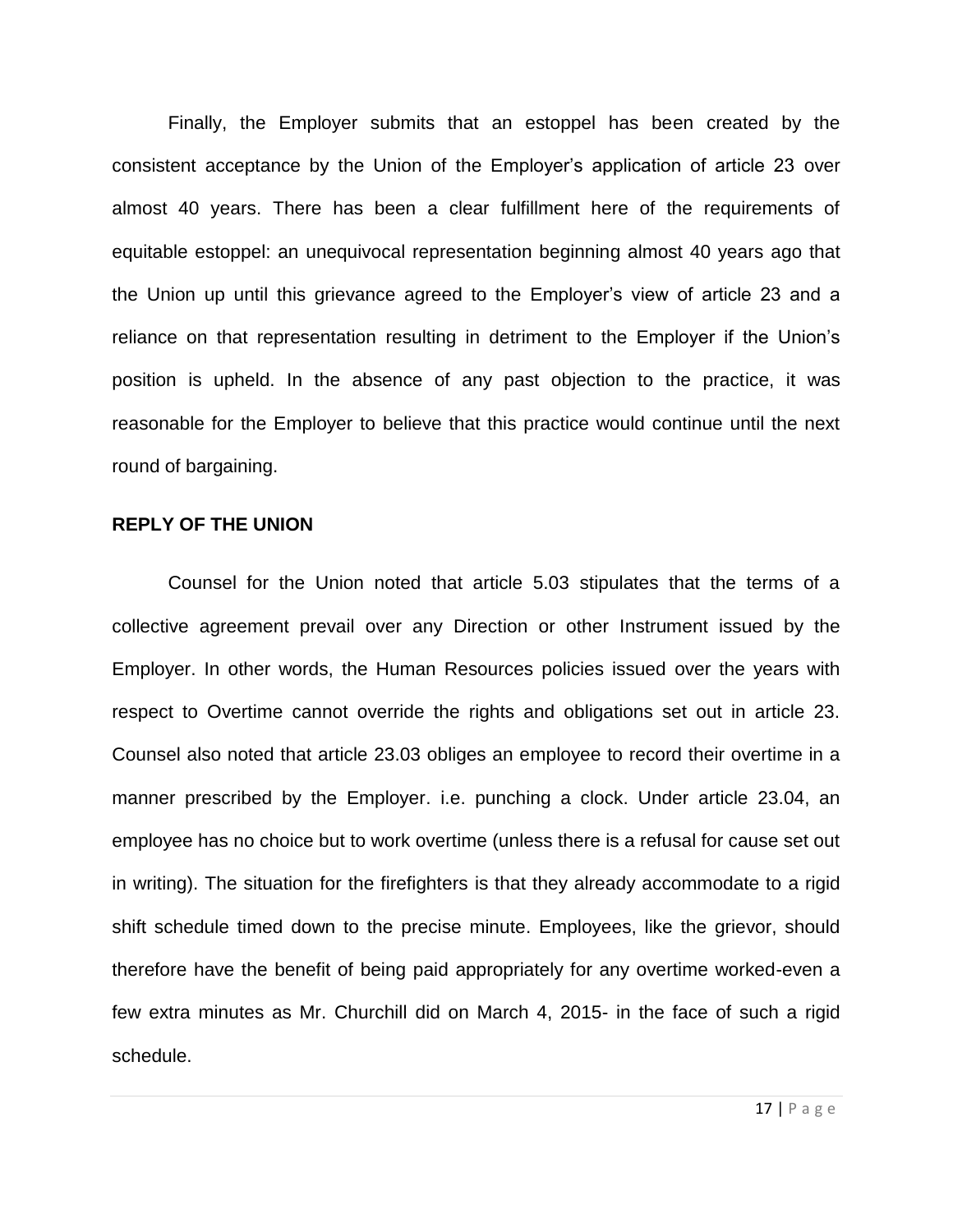Finally, the Employer submits that an estoppel has been created by the consistent acceptance by the Union of the Employer's application of article 23 over almost 40 years. There has been a clear fulfillment here of the requirements of equitable estoppel: an unequivocal representation beginning almost 40 years ago that the Union up until this grievance agreed to the Employer's view of article 23 and a reliance on that representation resulting in detriment to the Employer if the Union's position is upheld. In the absence of any past objection to the practice, it was reasonable for the Employer to believe that this practice would continue until the next round of bargaining.

**REPLY OF THE UNION**

Counsel for the Union noted that article 5.03 stipulates that the terms of a collective agreement prevail over any Direction or other Instrument issued by the Employer. In other words, the Human Resources policies issued over the years with respect to Overtime cannot override the rights and obligations set out in article 23. Counsel also noted that article 23.03 obliges an employee to record their overtime in a manner prescribed by the Employer. i.e. punching a clock. Under article 23.04, an employee has no choice but to work overtime (unless there is a refusal for cause set out in writing). The situation for the firefighters is that they already accommodate to a rigid shift schedule timed down to the precise minute. Employees, like the grievor, should therefore have the benefit of being paid appropriately for any overtime worked-even a few extra minutes as Mr. Churchill did on March 4, 2015- in the face of such a rigid schedule.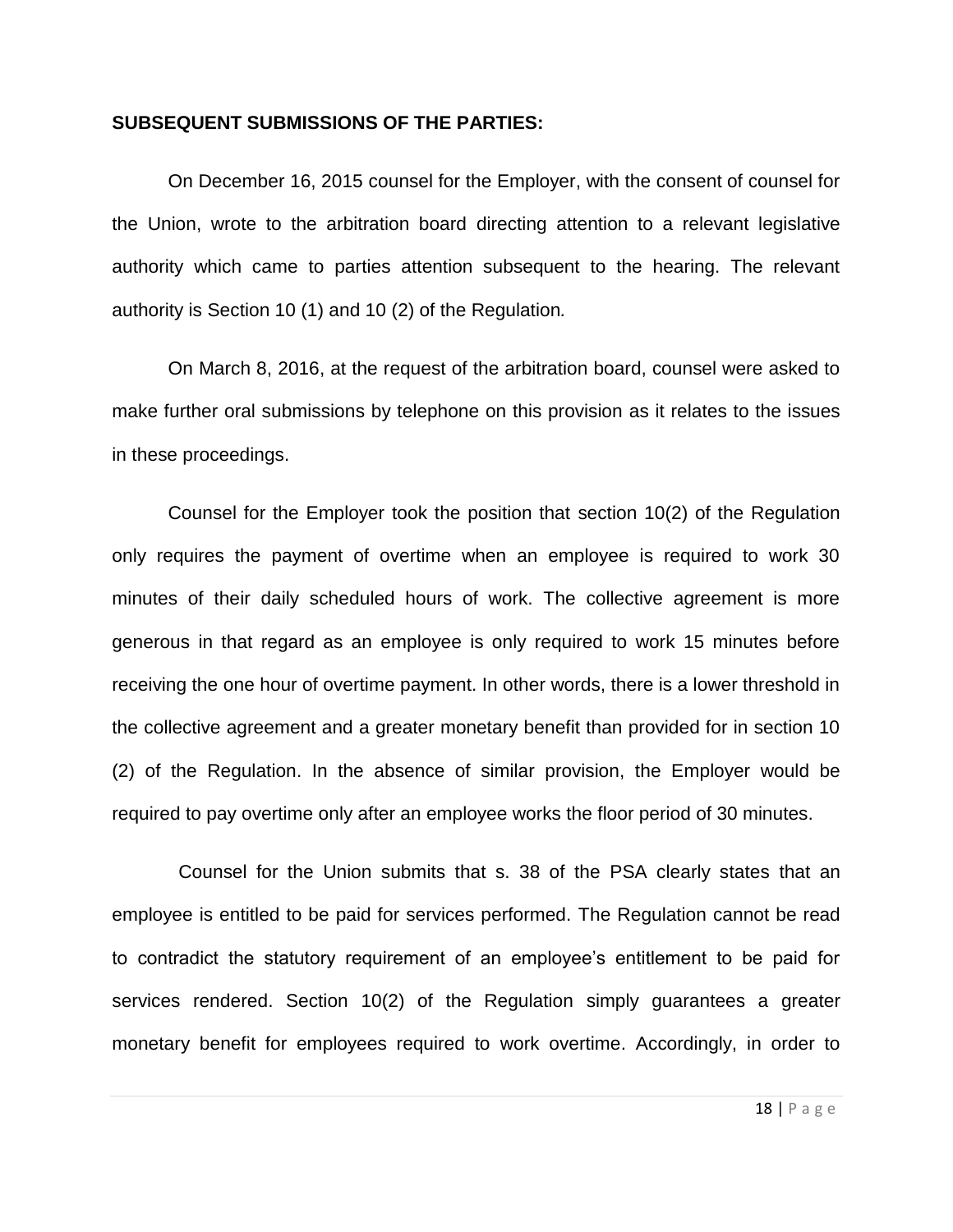**SUBSEQUENT SUBMISSIONS OF THE PARTIES:**

On December 16, 2015 counsel for the Employer, with the consent of counsel for the Union, wrote to the arbitration board directing attention to a relevant legislative authority which came to parties attention subsequent to the hearing. The relevant authority is Section 10 (1) and 10 (2) of the Regulation.

On March 8, 2016, at the request of the arbitration board, counsel were asked to make further oral submissions by telephone on this provision as it relates to the issues in these proceedings.

Counsel for the Employer took the position that section 10(2) of the Regulation only requires the payment of overtime when an employee is required to work 30 minutes of their daily scheduled hours of work. The collective agreement is more generous in that regard as an employee is only required to work 15 minutes before receiving the one hour of overtime payment. In other words, there is a lower threshold in the collective agreement and a greater monetary benefit than provided for in section 10 (2) of the Regulation. In the absence of similar provision, the Employer would be required to pay overtime only after an employee works the floor period of 30 minutes.

Counsel for the Union submits that s. 38 of the PSA clearly states that an employee is entitled to be paid for services performed. The Regulation cannot be read to contradict the statutory requirement of an employee's entitlement to be paid for services rendered. Section 10(2) of the Regulation simply guarantees a greater monetary benefit for employees required to work overtime. Accordingly, in order to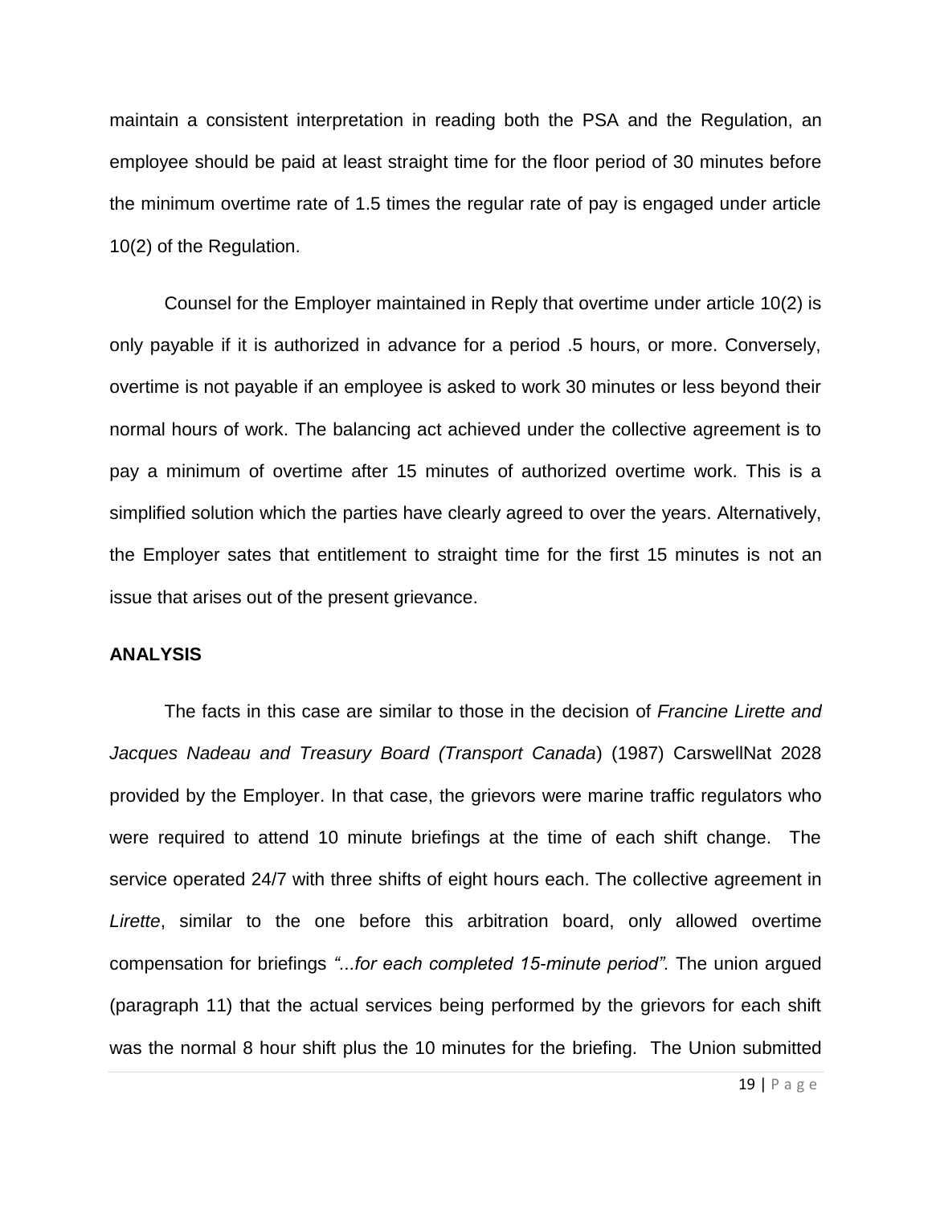maintain a consistent interpretation in reading both the PSA and the Regulation, an employee should be paid at least straight time for the floor period of 30 minutes before the minimum overtime rate of 1.5 times the regular rate of pay is engaged under article 10(2) of the Regulation.

Counsel for the Employer maintained in Reply that overtime under article 10(2) is only payable if it is authorized in advance for a period .5 hours, or more. Conversely, overtime is not payable if an employee is asked to work 30 minutes or less beyond their normal hours of work. The balancing act achieved under the collective agreement is to pay a minimum of overtime after 15 minutes of authorized overtime work. This is a simplified solution which the parties have clearly agreed to over the years. Alternatively, the Employer sates that entitlement to straight time for the first 15 minutes is not an issue that arises out of the present grievance.

**ANALYSIS**

The facts in this case are similar to those in the decision of *Francine Lirette and Jacques Nadeau and Treasury Board (Transport Canada*) (1987) CarswellNat 2028 provided by the Employer. In that case, the grievors were marine traffic regulators who were required to attend 10 minute briefings at the time of each shift change. The service operated 24/7 with three shifts of eight hours each. The collective agreement in *Lirette*, similar to the one before this arbitration board, only allowed overtime compensation for briefings *"...for each completed 15-minute period".* The union argued (paragraph 11) that the actual services being performed by the grievors for each shift was the normal 8 hour shift plus the 10 minutes for the briefing. The Union submitted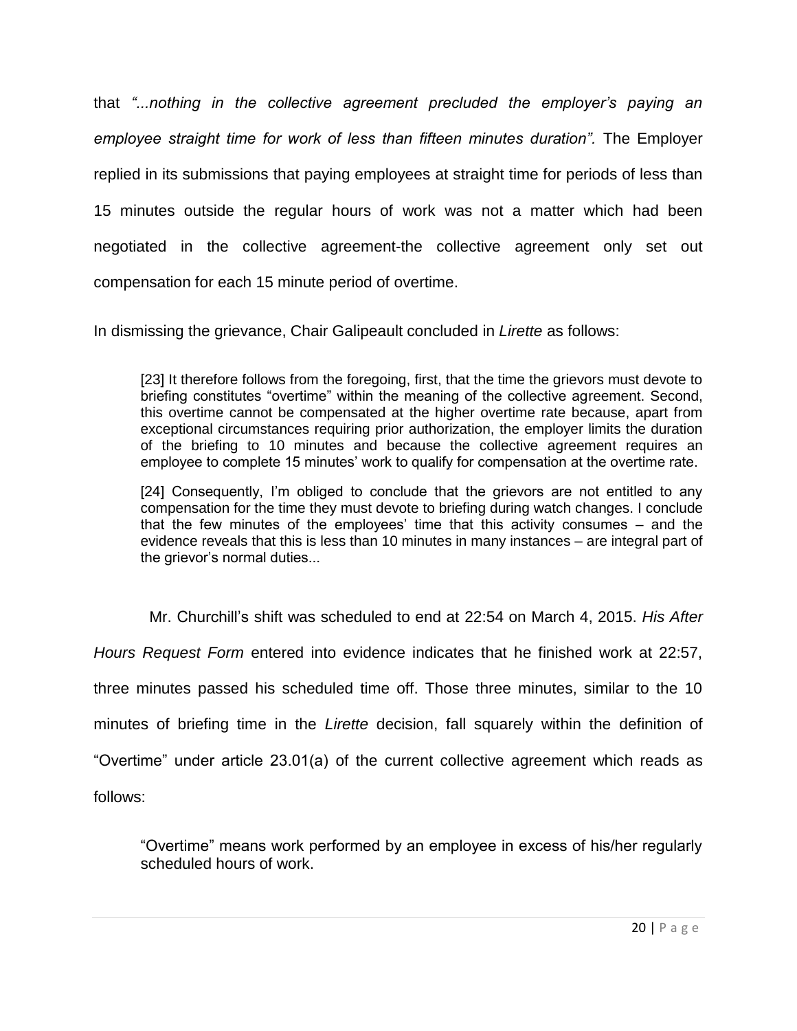that *"...nothing in the collective agreement precluded the employer's paying an employee straight time for work of less than fifteen minutes duration".* The Employer replied in its submissions that paying employees at straight time for periods of less than 15 minutes outside the regular hours of work was not a matter which had been negotiated in the collective agreement-the collective agreement only set out compensation for each 15 minute period of overtime.

In dismissing the grievance, Chair Galipeault concluded in *Lirette* as follows:

> [23] It therefore follows from the foregoing, first, that the time the grievors must devote to briefing constitutes "overtime" within the meaning of the collective agreement. Second, this overtime cannot be compensated at the higher overtime rate because, apart from exceptional circumstances requiring prior authorization, the employer limits the duration of the briefing to 10 minutes and because the collective agreement requires an employee to complete 15 minutes' work to qualify for compensation at the overtime rate.
>
> [24] Consequently, I'm obliged to conclude that the grievors are not entitled to any compensation for the time they must devote to briefing during watch changes. I conclude that the few minutes of the employees' time that this activity consumes – and the evidence reveals that this is less than 10 minutes in many instances – are integral part of the grievor's normal duties...

Mr. Churchill's shift was scheduled to end at 22:54 on March 4, 2015. *His After Hours Request Form* entered into evidence indicates that he finished work at 22:57, three minutes passed his scheduled time off. Those three minutes, similar to the 10 minutes of briefing time in the *Lirette* decision, fall squarely within the definition of "Overtime" under article 23.01(a) of the current collective agreement which reads as follows:

> "Overtime" means work performed by an employee in excess of his/her regularly scheduled hours of work.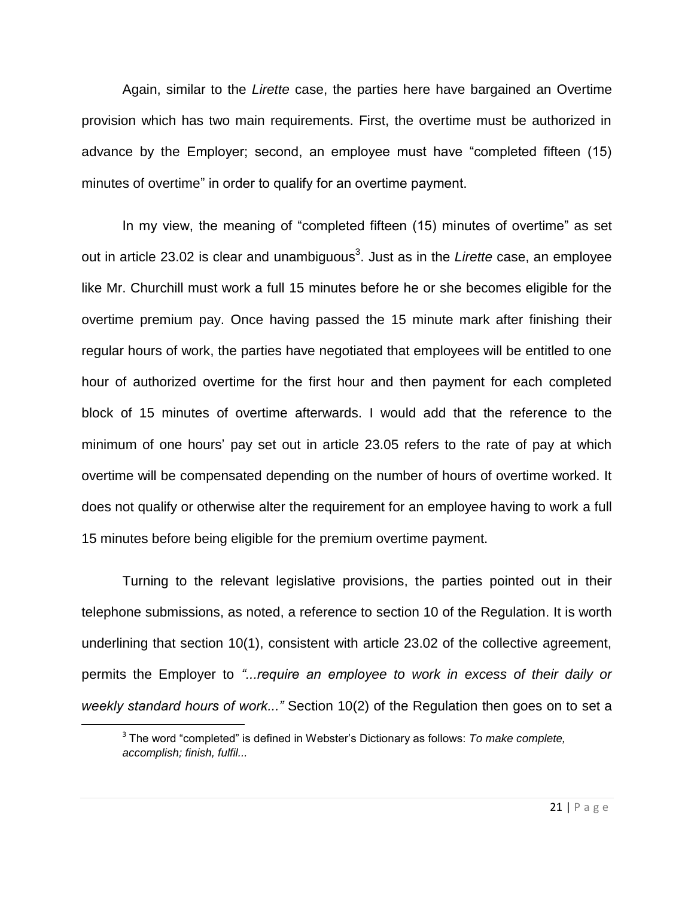Again, similar to the *Lirette* case, the parties here have bargained an Overtime provision which has two main requirements. First, the overtime must be authorized in advance by the Employer; second, an employee must have "completed fifteen (15) minutes of overtime" in order to qualify for an overtime payment.

In my view, the meaning of "completed fifteen (15) minutes of overtime" as set out in article 23.02 is clear and unambiguous[3]. Just as in the *Lirette* case, an employee like Mr. Churchill must work a full 15 minutes before he or she becomes eligible for the overtime premium pay. Once having passed the 15 minute mark after finishing their regular hours of work, the parties have negotiated that employees will be entitled to one hour of authorized overtime for the first hour and then payment for each completed block of 15 minutes of overtime afterwards. I would add that the reference to the minimum of one hours' pay set out in article 23.05 refers to the rate of pay at which overtime will be compensated depending on the number of hours of overtime worked. It does not qualify or otherwise alter the requirement for an employee having to work a full 15 minutes before being eligible for the premium overtime payment.

Turning to the relevant legislative provisions, the parties pointed out in their telephone submissions, as noted, a reference to section 10 of the Regulation. It is worth underlining that section 10(1), consistent with article 23.02 of the collective agreement, permits the Employer to *"...require an employee to work in excess of their daily or weekly standard hours of work..."* Section 10(2) of the Regulation then goes on to set a

[3] The word "completed" is defined in Webster's Dictionary as follows: *To make complete, accomplish; finish, fulfil...*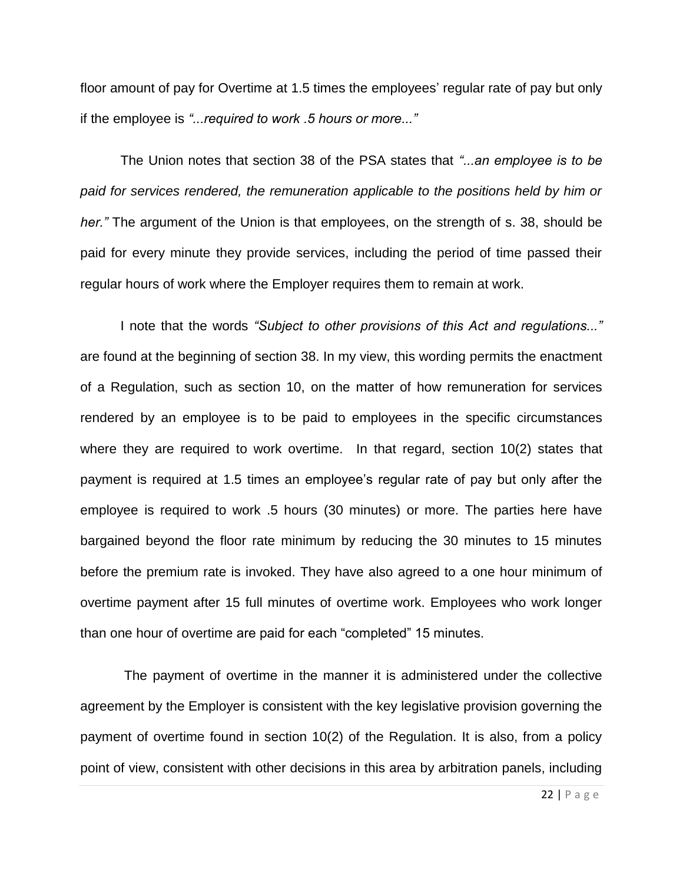floor amount of pay for Overtime at 1.5 times the employees' regular rate of pay but only if the employee is *"...required to work .5 hours or more..."*

The Union notes that section 38 of the PSA states that *"...an employee is to be paid for services rendered, the remuneration applicable to the positions held by him or her."* The argument of the Union is that employees, on the strength of s. 38, should be paid for every minute they provide services, including the period of time passed their regular hours of work where the Employer requires them to remain at work.

I note that the words *"Subject to other provisions of this Act and regulations..."* are found at the beginning of section 38. In my view, this wording permits the enactment of a Regulation, such as section 10, on the matter of how remuneration for services rendered by an employee is to be paid to employees in the specific circumstances where they are required to work overtime. In that regard, section 10(2) states that payment is required at 1.5 times an employee's regular rate of pay but only after the employee is required to work .5 hours (30 minutes) or more. The parties here have bargained beyond the floor rate minimum by reducing the 30 minutes to 15 minutes before the premium rate is invoked. They have also agreed to a one hour minimum of overtime payment after 15 full minutes of overtime work. Employees who work longer than one hour of overtime are paid for each "completed" 15 minutes.

The payment of overtime in the manner it is administered under the collective agreement by the Employer is consistent with the key legislative provision governing the payment of overtime found in section 10(2) of the Regulation. It is also, from a policy point of view, consistent with other decisions in this area by arbitration panels, including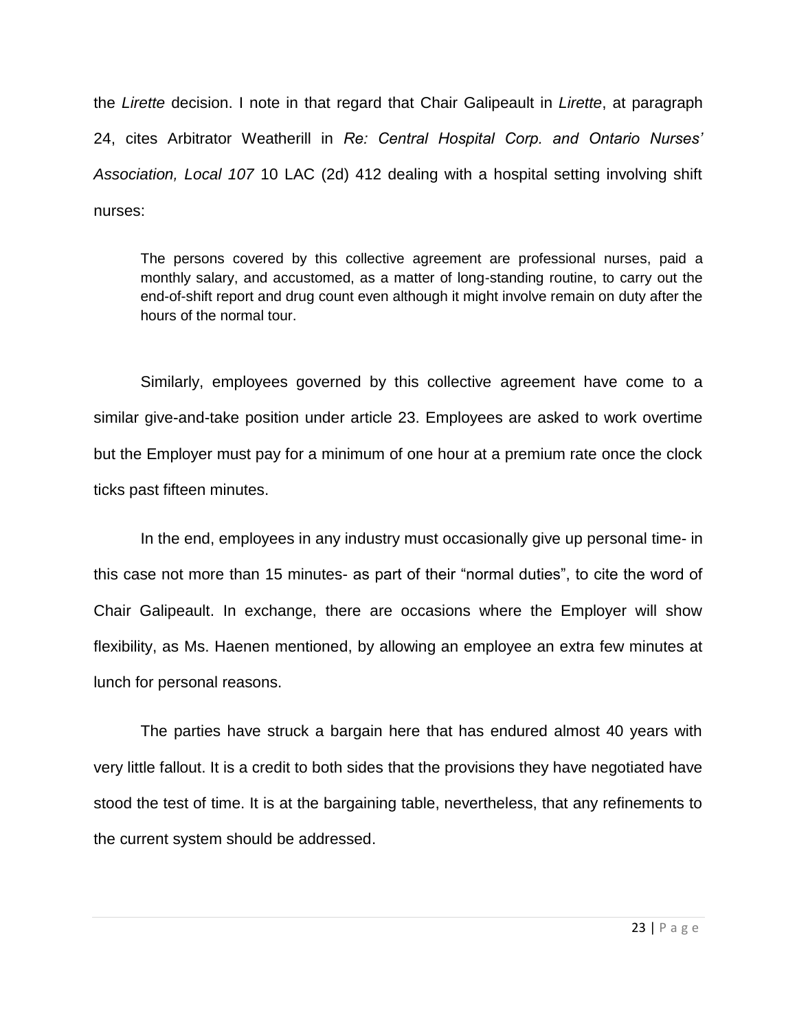the *Lirette* decision. I note in that regard that Chair Galipeault in *Lirette*, at paragraph 24, cites Arbitrator Weatherill in *Re: Central Hospital Corp. and Ontario Nurses' Association, Local 107* 10 LAC (2d) 412 dealing with a hospital setting involving shift nurses:

> The persons covered by this collective agreement are professional nurses, paid a monthly salary, and accustomed, as a matter of long-standing routine, to carry out the end-of-shift report and drug count even although it might involve remain on duty after the hours of the normal tour.

Similarly, employees governed by this collective agreement have come to a similar give-and-take position under article 23. Employees are asked to work overtime but the Employer must pay for a minimum of one hour at a premium rate once the clock ticks past fifteen minutes.

In the end, employees in any industry must occasionally give up personal time- in this case not more than 15 minutes- as part of their "normal duties", to cite the word of Chair Galipeault. In exchange, there are occasions where the Employer will show flexibility, as Ms. Haenen mentioned, by allowing an employee an extra few minutes at lunch for personal reasons.

The parties have struck a bargain here that has endured almost 40 years with very little fallout. It is a credit to both sides that the provisions they have negotiated have stood the test of time. It is at the bargaining table, nevertheless, that any refinements to the current system should be addressed.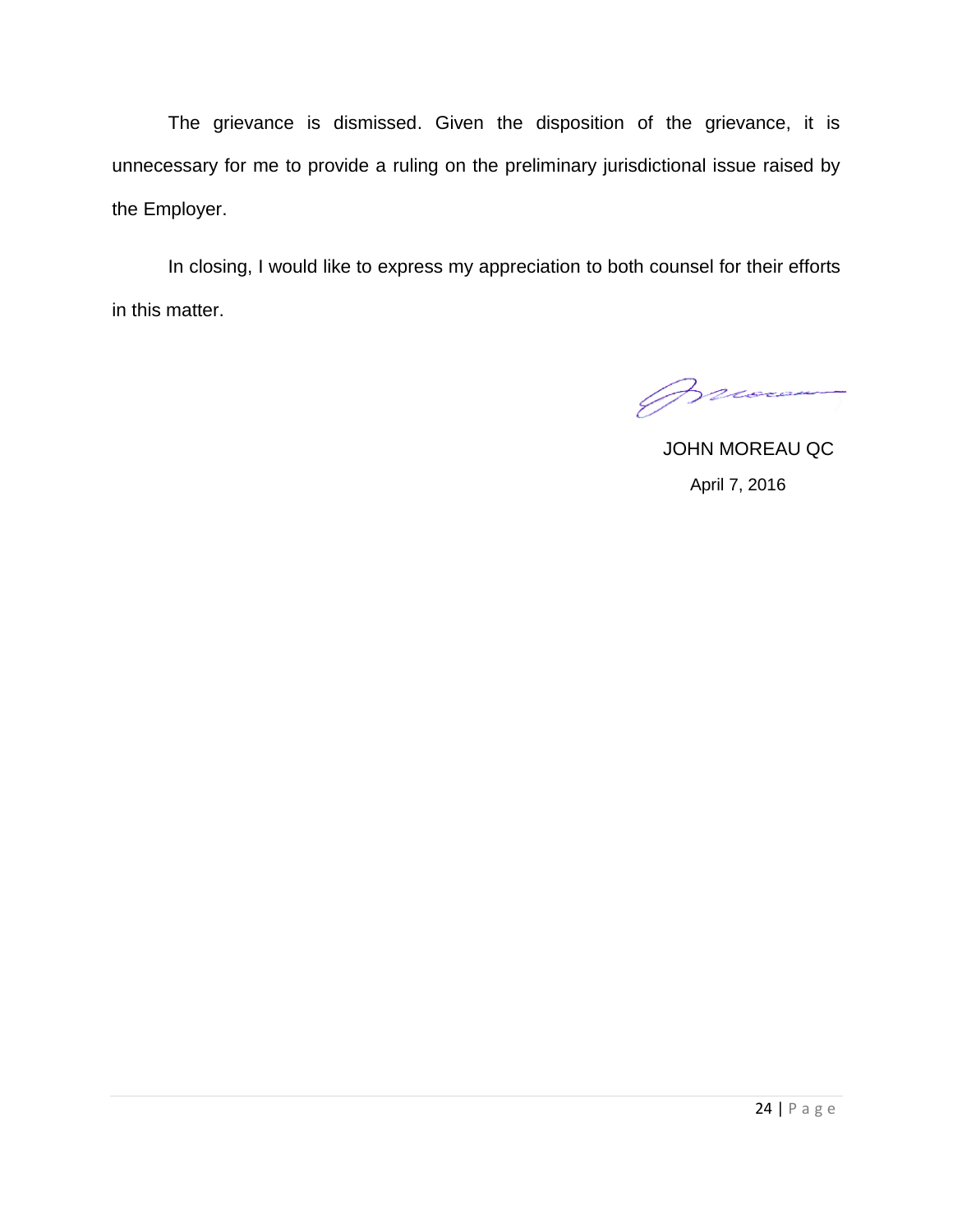The grievance is dismissed. Given the disposition of the grievance, it is unnecessary for me to provide a ruling on the preliminary jurisdictional issue raised by the Employer.

In closing, I would like to express my appreciation to both counsel for their efforts in this matter.

JOHN MOREAU QC

April 7, 2016